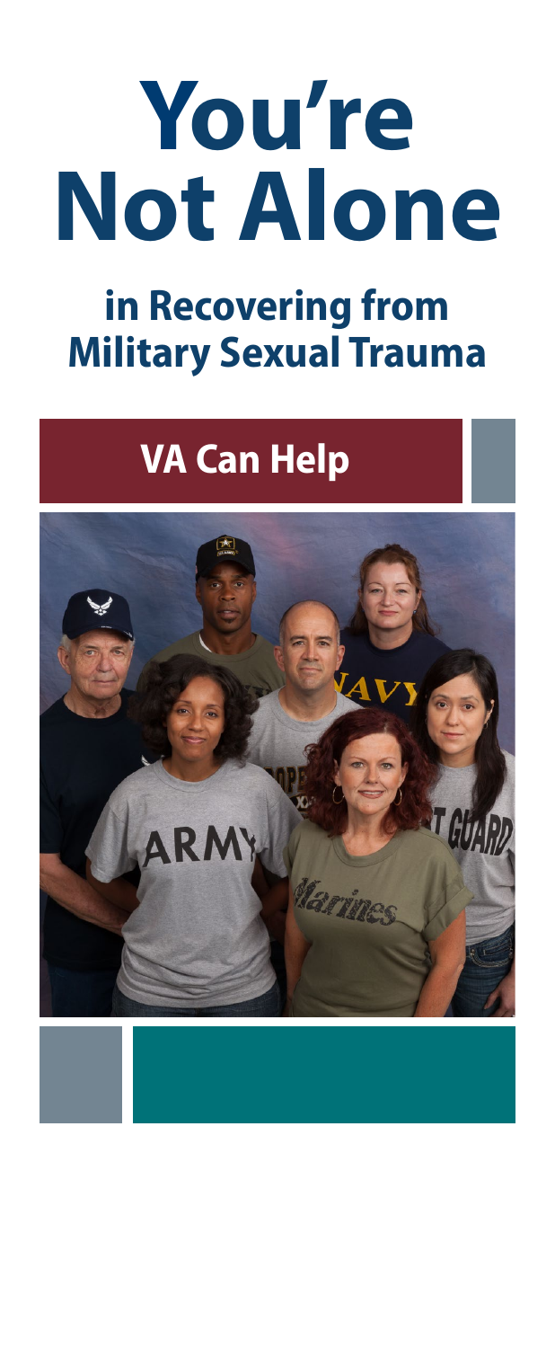# You're Not Alone

## in Recovering from Military Sexual Trauma

## VA Can Help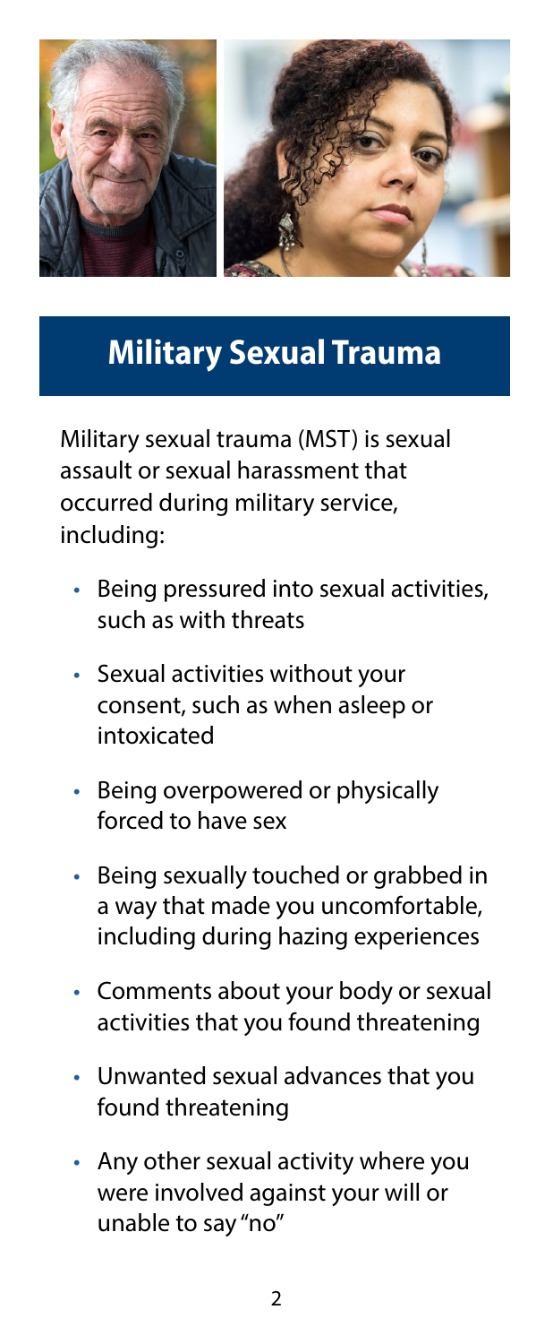# Military Sexual Trauma

Military sexual trauma (MST) is sexual assault or sexual harassment that occurred during military service, including:

- Being pressured into sexual activities, such as with threats
- Sexual activities without your consent, such as when asleep or intoxicated
- Being overpowered or physically forced to have sex
- Being sexually touched or grabbed in a way that made you uncomfortable, including during hazing experiences
- Comments about your body or sexual activities that you found threatening
- Unwanted sexual advances that you found threatening
- Any other sexual activity where you were involved against your will or unable to say "no"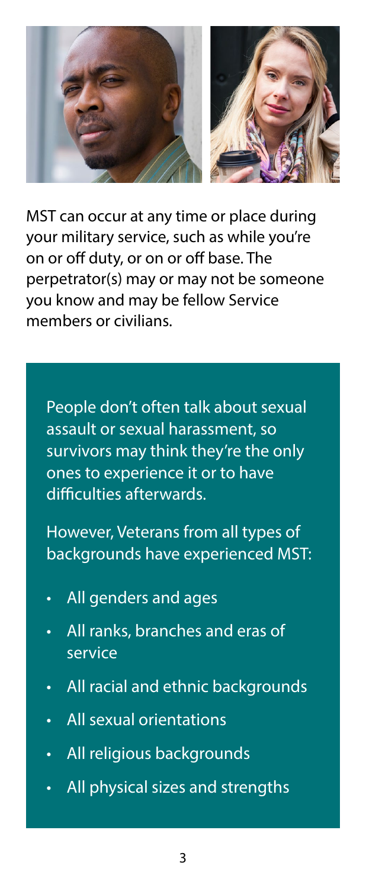MST can occur at any time or place during your military service, such as while you're on or off duty, or on or off base. The perpetrator(s) may or may not be someone you know and may be fellow Service members or civilians.

People don't often talk about sexual assault or sexual harassment, so survivors may think they're the only ones to experience it or to have difficulties afterwards.

However, Veterans from all types of backgrounds have experienced MST:

- All genders and ages
- All ranks, branches and eras of service
- All racial and ethnic backgrounds
- All sexual orientations
- All religious backgrounds
- All physical sizes and strengths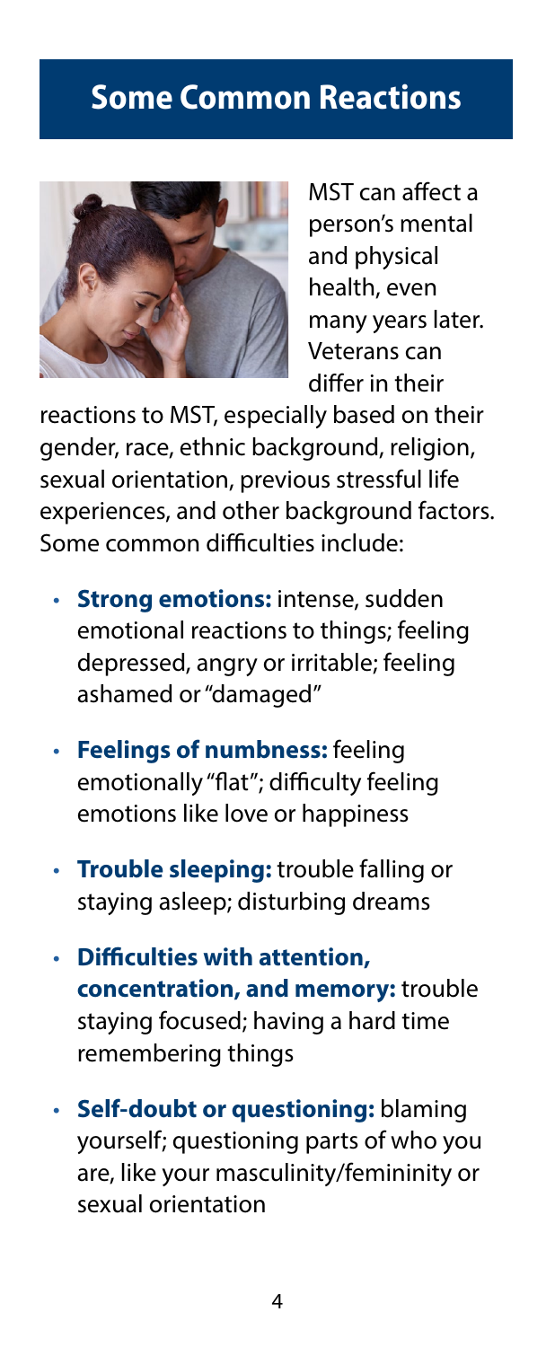## Some Common Reactions

MST can affect a person's mental and physical health, even many years later. Veterans can differ in their reactions to MST, especially based on their gender, race, ethnic background, religion, sexual orientation, previous stressful life experiences, and other background factors. Some common difficulties include:

- **Strong emotions:** intense, sudden emotional reactions to things; feeling depressed, angry or irritable; feeling ashamed or "damaged"
- **Feelings of numbness:** feeling emotionally "flat"; difficulty feeling emotions like love or happiness
- **Trouble sleeping:** trouble falling or staying asleep; disturbing dreams
- **Difficulties with attention, concentration, and memory:** trouble staying focused; having a hard time remembering things
- **Self-doubt or questioning:** blaming yourself; questioning parts of who you are, like your masculinity/femininity or sexual orientation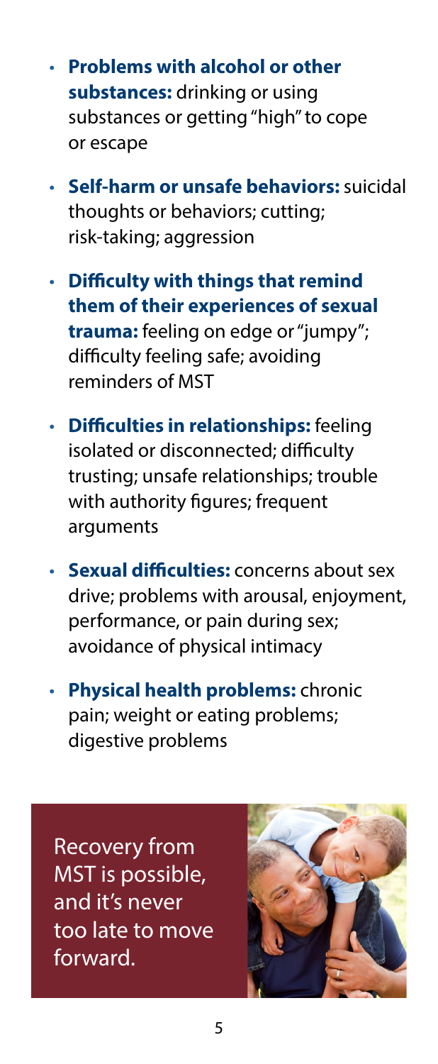- **Problems with alcohol or other substances:** drinking or using substances or getting "high" to cope or escape
- **Self-harm or unsafe behaviors:** suicidal thoughts or behaviors; cutting; risk-taking; aggression
- **Difficulty with things that remind them of their experiences of sexual trauma:** feeling on edge or "jumpy"; difficulty feeling safe; avoiding reminders of MST
- **Difficulties in relationships:** feeling isolated or disconnected; difficulty trusting; unsafe relationships; trouble with authority figures; frequent arguments
- **Sexual difficulties:** concerns about sex drive; problems with arousal, enjoyment, performance, or pain during sex; avoidance of physical intimacy
- **Physical health problems:** chronic pain; weight or eating problems; digestive problems

Recovery from MST is possible, and it's never too late to move forward.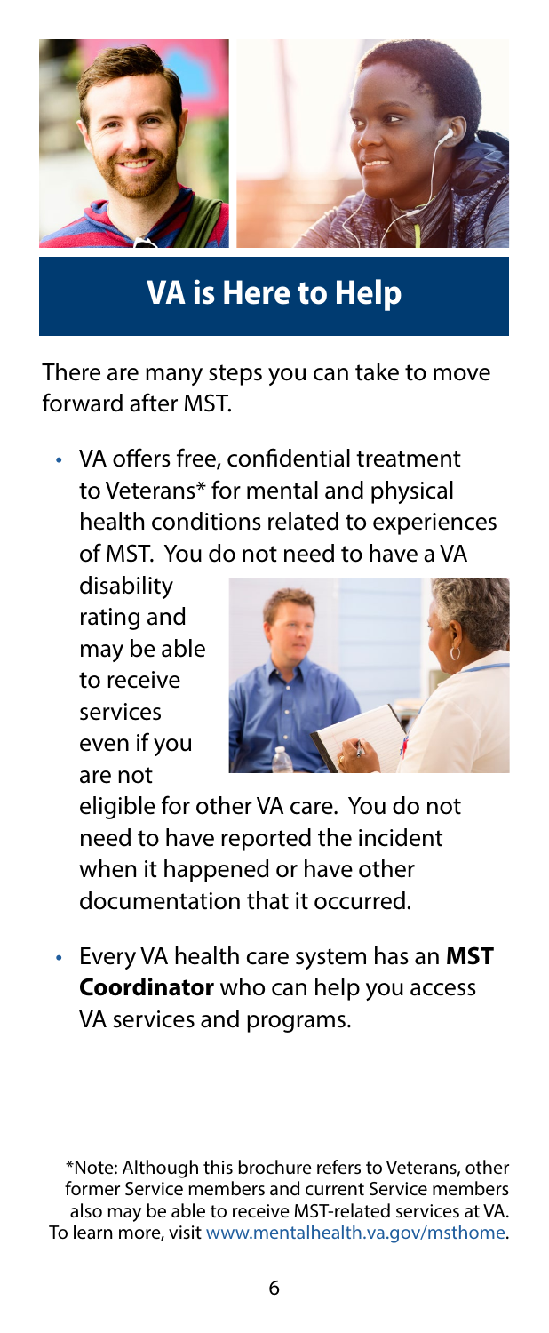## VA is Here to Help

There are many steps you can take to move forward after MST.

- VA offers free, confidential treatment to Veterans* for mental and physical health conditions related to experiences of MST. You do not need to have a VA disability rating and may be able to receive services even if you are not eligible for other VA care. You do not need to have reported the incident when it happened or have other documentation that it occurred.
- Every VA health care system has an **MST Coordinator** who can help you access VA services and programs.

*Note: Although this brochure refers to Veterans, other former Service members and current Service members also may be able to receive MST-related services at VA. To learn more, visit www.mentalhealth.va.gov/msthome.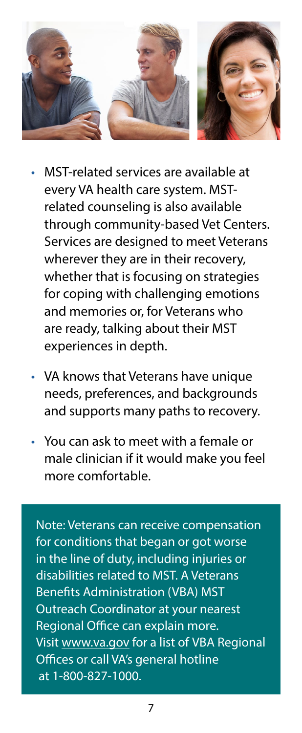- MST-related services are available at every VA health care system. MST-related counseling is also available through community-based Vet Centers. Services are designed to meet Veterans wherever they are in their recovery, whether that is focusing on strategies for coping with challenging emotions and memories or, for Veterans who are ready, talking about their MST experiences in depth.
- VA knows that Veterans have unique needs, preferences, and backgrounds and supports many paths to recovery.
- You can ask to meet with a female or male clinician if it would make you feel more comfortable.

Note: Veterans can receive compensation for conditions that began or got worse in the line of duty, including injuries or disabilities related to MST. A Veterans Benefits Administration (VBA) MST Outreach Coordinator at your nearest Regional Office can explain more. Visit www.va.gov for a list of VBA Regional Offices or call VA's general hotline at 1-800-827-1000.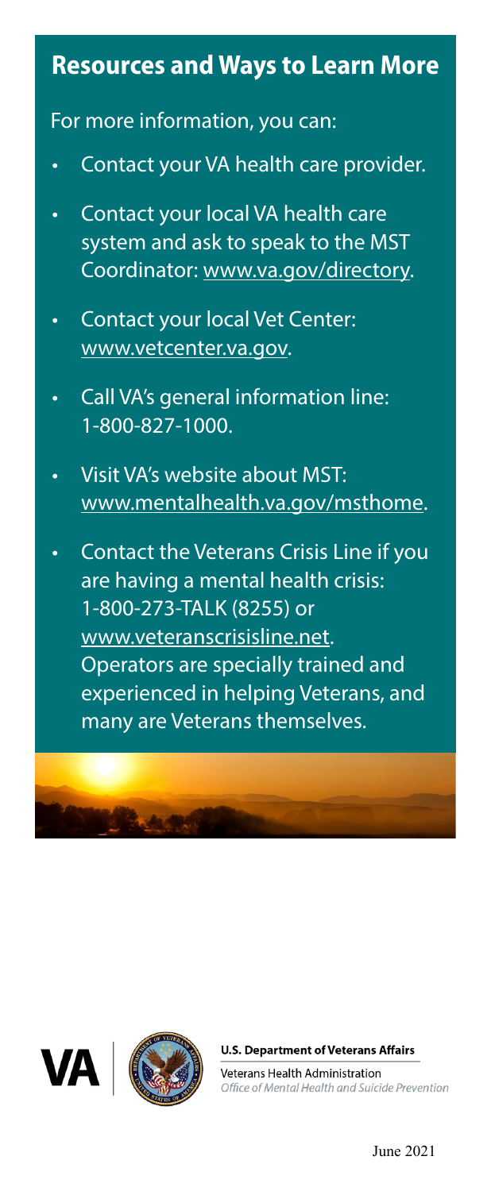## Resources and Ways to Learn More

For more information, you can:

- Contact your VA health care provider.
- Contact your local VA health care system and ask to speak to the MST Coordinator: www.va.gov/directory.
- Contact your local Vet Center: www.vetcenter.va.gov.
- Call VA's general information line: 1-800-827-1000.
- Visit VA's website about MST: www.mentalhealth.va.gov/msthome.
- Contact the Veterans Crisis Line if you are having a mental health crisis: 1-800-273-TALK (8255) or www.veteranscrisisline.net. Operators are specially trained and experienced in helping Veterans, and many are Veterans themselves.

VA

**U.S. Department of Veterans Affairs**

Veterans Health Administration
*Office of Mental Health and Suicide Prevention*

June 2021